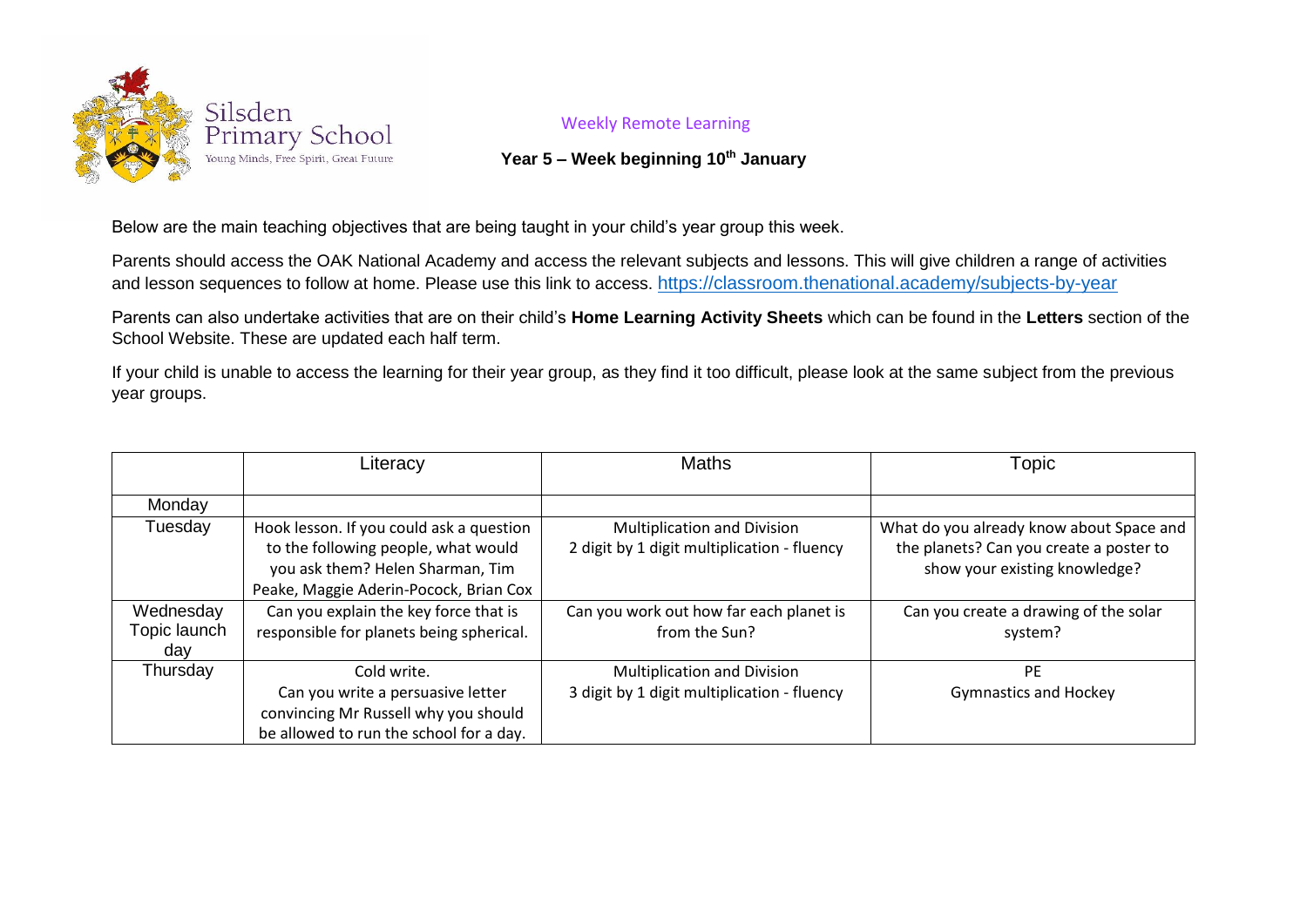Silsden Primary School

Young Minds, Free Spirit, Great Future

Weekly Remote Learning

**Year 5 – Week beginning 10th January**

Below are the main teaching objectives that are being taught in your child's year group this week.

Parents should access the OAK National Academy and access the relevant subjects and lessons. This will give children a range of activities and lesson sequences to follow at home. Please use this link to access. https://classroom.thenational.academy/subjects-by-year

Parents can also undertake activities that are on their child's **Home Learning Activity Sheets** which can be found in the **Letters** section of the School Website. These are updated each half term.

If your child is unable to access the learning for their year group, as they find it too difficult, please look at the same subject from the previous year groups.

| | Literacy | Maths | Topic |
|---|---|---|---|
| Monday | | | |
| Tuesday | Hook lesson. If you could ask a question to the following people, what would you ask them? Helen Sharman, Tim Peake, Maggie Aderin-Pocock, Brian Cox | Multiplication and Division<br>2 digit by 1 digit multiplication - fluency | What do you already know about Space and the planets? Can you create a poster to show your existing knowledge? |
| Wednesday<br>Topic launch day | Can you explain the key force that is responsible for planets being spherical. | Can you work out how far each planet is from the Sun? | Can you create a drawing of the solar system? |
| Thursday | Cold write.<br>Can you write a persuasive letter convincing Mr Russell why you should be allowed to run the school for a day. | Multiplication and Division<br>3 digit by 1 digit multiplication - fluency | PE<br>Gymnastics and Hockey |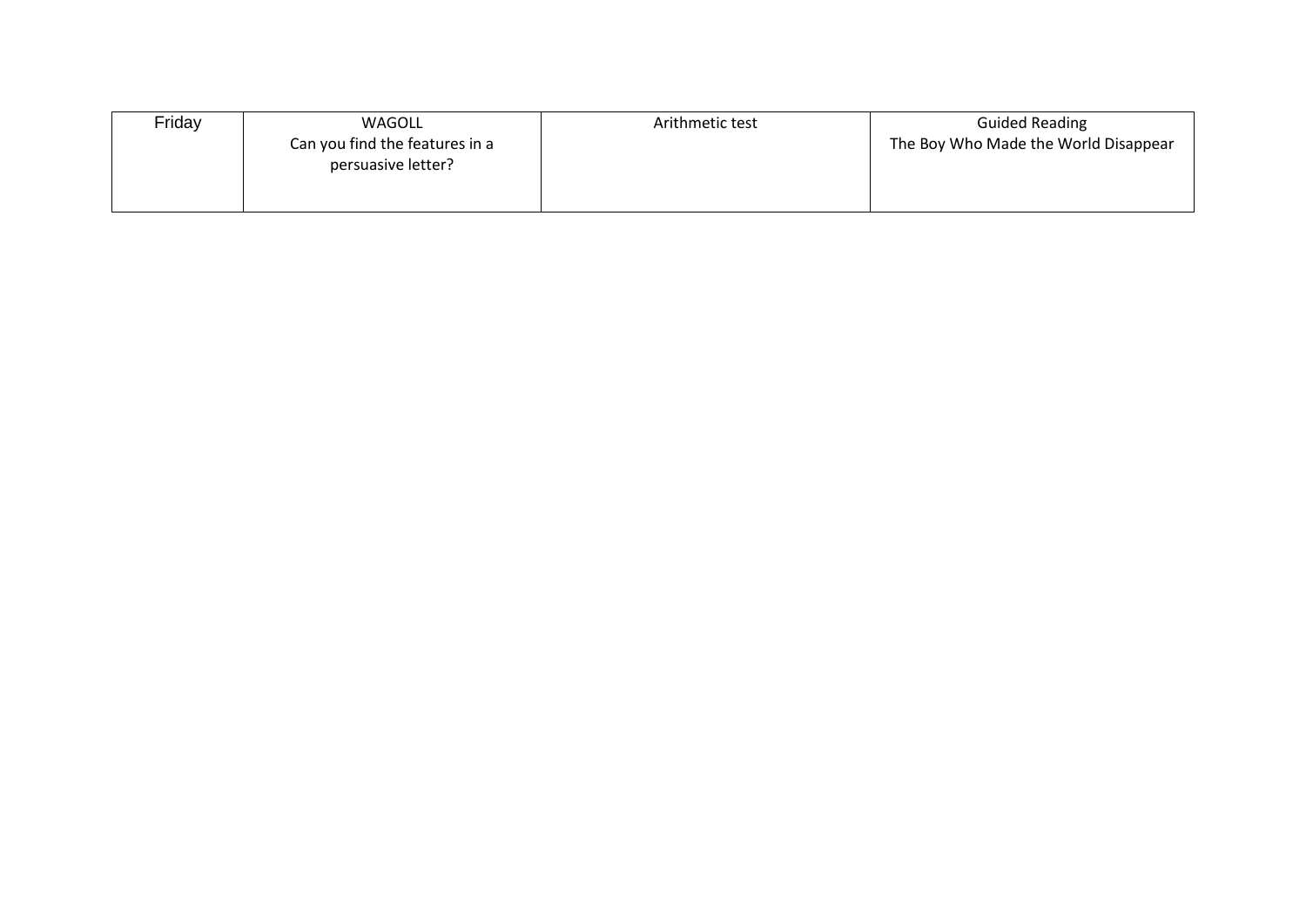| | | | |
|---|---|---|---|
| Friday | WAGOLL<br>Can you find the features in a persuasive letter? | Arithmetic test | Guided Reading<br>The Boy Who Made the World Disappear |